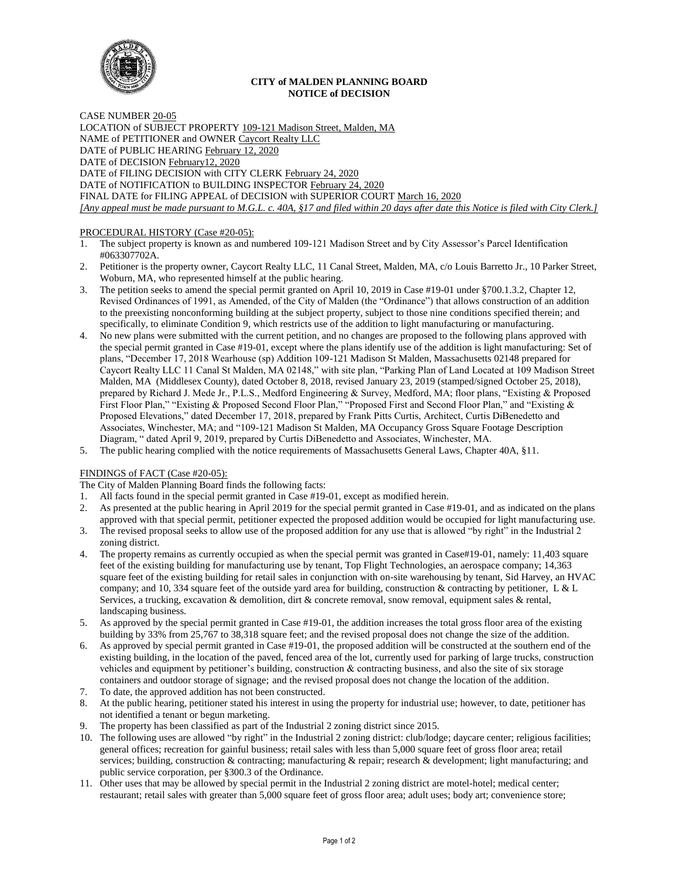**CITY of MALDEN PLANNING BOARD**
**NOTICE of DECISION**

CASE NUMBER 20-05
LOCATION of SUBJECT PROPERTY 109-121 Madison Street, Malden, MA
NAME of PETITIONER and OWNER Caycort Realty LLC
DATE of PUBLIC HEARING February 12, 2020
DATE of DECISION February12, 2020
DATE of FILING DECISION with CITY CLERK February 24, 2020
DATE of NOTIFICATION to BUILDING INSPECTOR February 24, 2020
FINAL DATE for FILING APPEAL of DECISION with SUPERIOR COURT March 16, 2020
*[Any appeal must be made pursuant to M.G.L. c. 40A, §17 and filed within 20 days after date this Notice is filed with City Clerk.]*

PROCEDURAL HISTORY (Case #20-05):

1. The subject property is known as and numbered 109-121 Madison Street and by City Assessor's Parcel Identification #063307702A.
2. Petitioner is the property owner, Caycort Realty LLC, 11 Canal Street, Malden, MA, c/o Louis Barretto Jr., 10 Parker Street, Woburn, MA, who represented himself at the public hearing.
3. The petition seeks to amend the special permit granted on April 10, 2019 in Case #19-01 under §700.1.3.2, Chapter 12, Revised Ordinances of 1991, as Amended, of the City of Malden (the "Ordinance") that allows construction of an addition to the preexisting nonconforming building at the subject property, subject to those nine conditions specified therein; and specifically, to eliminate Condition 9, which restricts use of the addition to light manufacturing or manufacturing.
4. No new plans were submitted with the current petition, and no changes are proposed to the following plans approved with the special permit granted in Case #19-01, except where the plans identify use of the addition is light manufacturing: Set of plans, "December 17, 2018 Wearhouse (sp) Addition 109-121 Madison St Malden, Massachusetts 02148 prepared for Caycort Realty LLC 11 Canal St Malden, MA 02148," with site plan, "Parking Plan of Land Located at 109 Madison Street Malden, MA (Middlesex County), dated October 8, 2018, revised January 23, 2019 (stamped/signed October 25, 2018), prepared by Richard J. Mede Jr., P.L.S., Medford Engineering & Survey, Medford, MA; floor plans, "Existing & Proposed First Floor Plan," "Existing & Proposed Second Floor Plan," "Proposed First and Second Floor Plan," and "Existing & Proposed Elevations," dated December 17, 2018, prepared by Frank Pitts Curtis, Architect, Curtis DiBenedetto and Associates, Winchester, MA; and "109-121 Madison St Malden, MA Occupancy Gross Square Footage Description Diagram, " dated April 9, 2019, prepared by Curtis DiBenedetto and Associates, Winchester, MA.
5. The public hearing complied with the notice requirements of Massachusetts General Laws, Chapter 40A, §11.

FINDINGS of FACT (Case #20-05):

The City of Malden Planning Board finds the following facts:

1. All facts found in the special permit granted in Case #19-01, except as modified herein.
2. As presented at the public hearing in April 2019 for the special permit granted in Case #19-01, and as indicated on the plans approved with that special permit, petitioner expected the proposed addition would be occupied for light manufacturing use.
3. The revised proposal seeks to allow use of the proposed addition for any use that is allowed "by right" in the Industrial 2 zoning district.
4. The property remains as currently occupied as when the special permit was granted in Case#19-01, namely: 11,403 square feet of the existing building for manufacturing use by tenant, Top Flight Technologies, an aerospace company; 14,363 square feet of the existing building for retail sales in conjunction with on-site warehousing by tenant, Sid Harvey, an HVAC company; and 10, 334 square feet of the outside yard area for building, construction & contracting by petitioner, L & L Services, a trucking, excavation & demolition, dirt & concrete removal, snow removal, equipment sales & rental, landscaping business.
5. As approved by the special permit granted in Case #19-01, the addition increases the total gross floor area of the existing building by 33% from 25,767 to 38,318 square feet; and the revised proposal does not change the size of the addition.
6. As approved by special permit granted in Case #19-01, the proposed addition will be constructed at the southern end of the existing building, in the location of the paved, fenced area of the lot, currently used for parking of large trucks, construction vehicles and equipment by petitioner's building, construction & contracting business, and also the site of six storage containers and outdoor storage of signage; and the revised proposal does not change the location of the addition.
7. To date, the approved addition has not been constructed.
8. At the public hearing, petitioner stated his interest in using the property for industrial use; however, to date, petitioner has not identified a tenant or begun marketing.
9. The property has been classified as part of the Industrial 2 zoning district since 2015.
10. The following uses are allowed "by right" in the Industrial 2 zoning district: club/lodge; daycare center; religious facilities; general offices; recreation for gainful business; retail sales with less than 5,000 square feet of gross floor area; retail services; building, construction & contracting; manufacturing & repair; research & development; light manufacturing; and public service corporation, per §300.3 of the Ordinance.
11. Other uses that may be allowed by special permit in the Industrial 2 zoning district are motel-hotel; medical center; restaurant; retail sales with greater than 5,000 square feet of gross floor area; adult uses; body art; convenience store;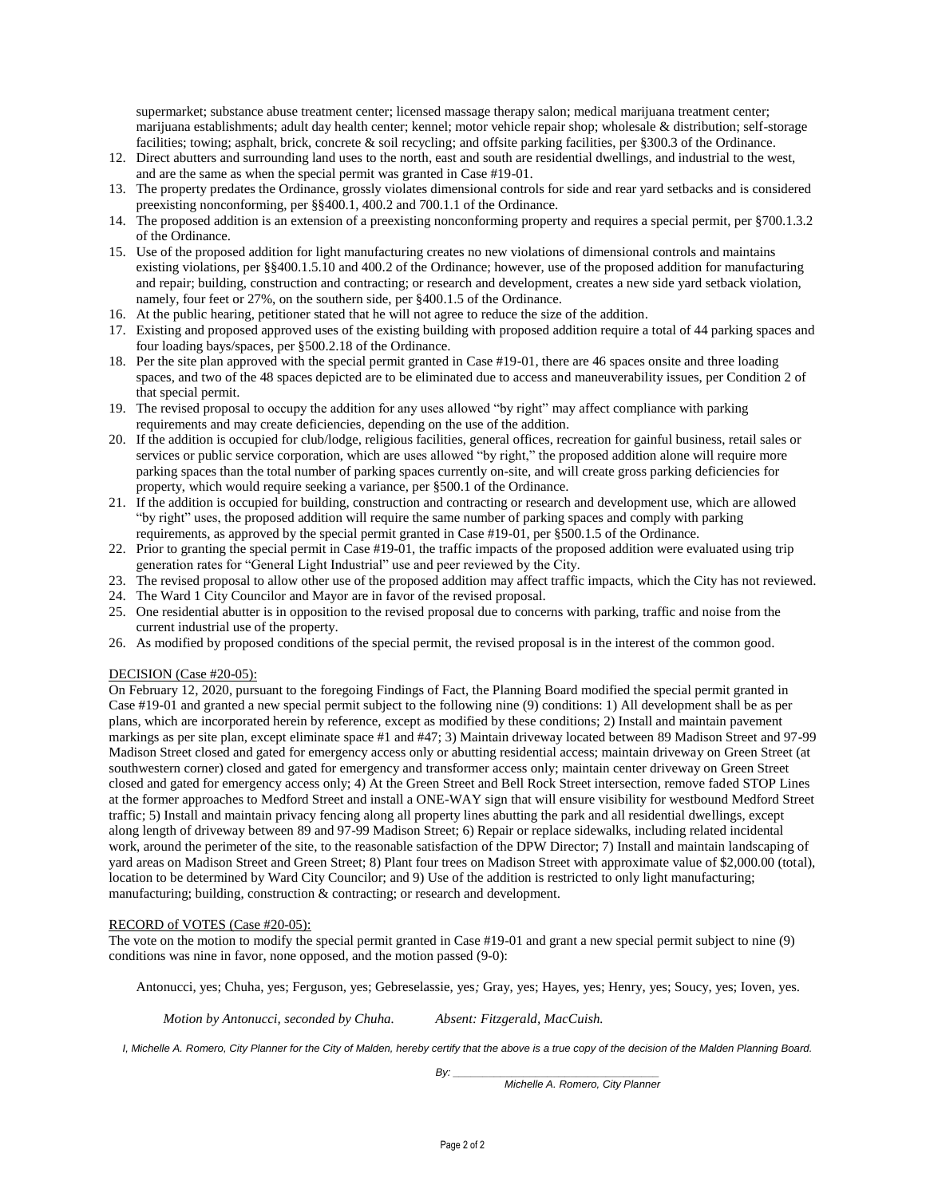supermarket; substance abuse treatment center; licensed massage therapy salon; medical marijuana treatment center; marijuana establishments; adult day health center; kennel; motor vehicle repair shop; wholesale & distribution; self-storage facilities; towing; asphalt, brick, concrete & soil recycling; and offsite parking facilities, per §300.3 of the Ordinance.

12. Direct abutters and surrounding land uses to the north, east and south are residential dwellings, and industrial to the west, and are the same as when the special permit was granted in Case #19-01.
13. The property predates the Ordinance, grossly violates dimensional controls for side and rear yard setbacks and is considered preexisting nonconforming, per §§400.1, 400.2 and 700.1.1 of the Ordinance.
14. The proposed addition is an extension of a preexisting nonconforming property and requires a special permit, per §700.1.3.2 of the Ordinance.
15. Use of the proposed addition for light manufacturing creates no new violations of dimensional controls and maintains existing violations, per §§400.1.5.10 and 400.2 of the Ordinance; however, use of the proposed addition for manufacturing and repair; building, construction and contracting; or research and development, creates a new side yard setback violation, namely, four feet or 27%, on the southern side, per §400.1.5 of the Ordinance.
16. At the public hearing, petitioner stated that he will not agree to reduce the size of the addition.
17. Existing and proposed approved uses of the existing building with proposed addition require a total of 44 parking spaces and four loading bays/spaces, per §500.2.18 of the Ordinance.
18. Per the site plan approved with the special permit granted in Case #19-01, there are 46 spaces onsite and three loading spaces, and two of the 48 spaces depicted are to be eliminated due to access and maneuverability issues, per Condition 2 of that special permit.
19. The revised proposal to occupy the addition for any uses allowed "by right" may affect compliance with parking requirements and may create deficiencies, depending on the use of the addition.
20. If the addition is occupied for club/lodge, religious facilities, general offices, recreation for gainful business, retail sales or services or public service corporation, which are uses allowed "by right," the proposed addition alone will require more parking spaces than the total number of parking spaces currently on-site, and will create gross parking deficiencies for property, which would require seeking a variance, per §500.1 of the Ordinance.
21. If the addition is occupied for building, construction and contracting or research and development use, which are allowed "by right" uses, the proposed addition will require the same number of parking spaces and comply with parking requirements, as approved by the special permit granted in Case #19-01, per §500.1.5 of the Ordinance.
22. Prior to granting the special permit in Case #19-01, the traffic impacts of the proposed addition were evaluated using trip generation rates for "General Light Industrial" use and peer reviewed by the City.
23. The revised proposal to allow other use of the proposed addition may affect traffic impacts, which the City has not reviewed.
24. The Ward 1 City Councilor and Mayor are in favor of the revised proposal.
25. One residential abutter is in opposition to the revised proposal due to concerns with parking, traffic and noise from the current industrial use of the property.
26. As modified by proposed conditions of the special permit, the revised proposal is in the interest of the common good.

DECISION (Case #20-05):

On February 12, 2020, pursuant to the foregoing Findings of Fact, the Planning Board modified the special permit granted in Case #19-01 and granted a new special permit subject to the following nine (9) conditions: 1) All development shall be as per plans, which are incorporated herein by reference, except as modified by these conditions; 2) Install and maintain pavement markings as per site plan, except eliminate space #1 and #47; 3) Maintain driveway located between 89 Madison Street and 97-99 Madison Street closed and gated for emergency access only or abutting residential access; maintain driveway on Green Street (at southwestern corner) closed and gated for emergency and transformer access only; maintain center driveway on Green Street closed and gated for emergency access only; 4) At the Green Street and Bell Rock Street intersection, remove faded STOP Lines at the former approaches to Medford Street and install a ONE-WAY sign that will ensure visibility for westbound Medford Street traffic; 5) Install and maintain privacy fencing along all property lines abutting the park and all residential dwellings, except along length of driveway between 89 and 97-99 Madison Street; 6) Repair or replace sidewalks, including related incidental work, around the perimeter of the site, to the reasonable satisfaction of the DPW Director; 7) Install and maintain landscaping of yard areas on Madison Street and Green Street; 8) Plant four trees on Madison Street with approximate value of $2,000.00 (total), location to be determined by Ward City Councilor; and 9) Use of the addition is restricted to only light manufacturing; manufacturing; building, construction & contracting; or research and development.

RECORD of VOTES (Case #20-05):

The vote on the motion to modify the special permit granted in Case #19-01 and grant a new special permit subject to nine (9) conditions was nine in favor, none opposed, and the motion passed (9-0):

Antonucci, yes; Chuha, yes; Ferguson, yes; Gebreselassie, yes; Gray, yes; Hayes, yes; Henry, yes; Soucy, yes; Ioven, yes.

*Motion by Antonucci, seconded by Chuha.* *Absent: Fitzgerald, MacCuish.*

*I, Michelle A. Romero, City Planner for the City of Malden, hereby certify that the above is a true copy of the decision of the Malden Planning Board.*

*By: \_\_\_\_\_\_\_\_\_\_\_\_\_\_\_\_\_\_\_\_\_\_\_\_\_\_\_\_\_\_\_\_\_\_*

*Michelle A. Romero, City Planner*